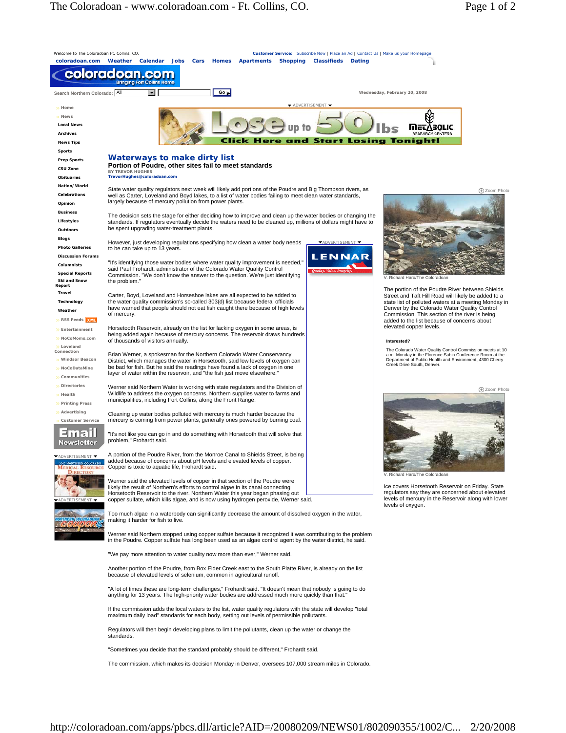# Waterways to make dirty list

## Portion of Poudre, other sites fail to meet standards

BY TREVOR HUGHES
TrevorHughes@coloradoan.com

State water quality regulators next week will likely add portions of the Poudre and Big Thompson rivers, as well as Carter, Loveland and Boyd lakes, to a list of water bodies failing to meet clean water standards, largely because of mercury pollution from power plants.

The decision sets the stage for either deciding how to improve and clean up the water bodies or changing the standards. If regulators eventually decide the waters need to be cleaned up, millions of dollars might have to be spent upgrading water-treatment plants.

However, just developing regulations specifying how clean a water body needs to be can take up to 13 years.

"It's identifying those water bodies where water quality improvement is needed," said Paul Frohardt, administrator of the Colorado Water Quality Control Commission. "We don't know the answer to the question. We're just identifying the problem."

Carter, Boyd, Loveland and Horseshoe lakes are all expected to be added to the water quality commission's so-called 303(d) list because federal officials have warned that people should not eat fish caught there because of high levels of mercury.

Horsetooth Reservoir, already on the list for lacking oxygen in some areas, is being added again because of mercury concerns. The reservoir draws hundreds of thousands of visitors annually.

Brian Werner, a spokesman for the Northern Colorado Water Conservancy District, which manages the water in Horsetooth, said low levels of oxygen can be bad for fish. But he said the readings have found a lack of oxygen in one layer of water within the reservoir, and "the fish just move elsewhere."

Werner said Northern Water is working with state regulators and the Division of Wildlife to address the oxygen concerns. Northern supplies water to farms and municipalities, including Fort Collins, along the Front Range.

Cleaning up water bodies polluted with mercury is much harder because the mercury is coming from power plants, generally ones powered by burning coal.

"It's not like you can go in and do something with Horsetooth that will solve that problem," Frohardt said.

A portion of the Poudre River, from the Monroe Canal to Shields Street, is being added because of concerns about pH levels and elevated levels of copper. Copper is toxic to aquatic life, Frohardt said.

Werner said the elevated levels of copper in that section of the Poudre were likely the result of Northern's efforts to control algae in its canal connecting Horsetooth Reservoir to the river. Northern Water this year began phasing out copper sulfate, which kills algae, and is now using hydrogen peroxide, Werner said.

Too much algae in a waterbody can significantly decrease the amount of dissolved oxygen in the water, making it harder for fish to live.

Werner said Northern stopped using copper sulfate because it recognized it was contributing to the problem in the Poudre. Copper sulfate has long been used as an algae control agent by the water district, he said.

"We pay more attention to water quality now more than ever," Werner said.

Another portion of the Poudre, from Box Elder Creek east to the South Platte River, is already on the list because of elevated levels of selenium, common in agricultural runoff.

"A lot of times these are long-term challenges," Frohardt said. "It doesn't mean that nobody is going to do anything for 13 years. The high-priority water bodies are addressed much more quickly than that."

If the commission adds the local waters to the list, water quality regulators with the state will develop "total maximum daily load" standards for each body, setting out levels of permissible pollutants.

Regulators will then begin developing plans to limit the pollutants, clean up the water or change the standards.

"Sometimes you decide that the standard probably should be different," Frohardt said.

The commission, which makes its decision Monday in Denver, oversees 107,000 stream miles in Colorado.

V. Richard Haro/The Coloradoan

The portion of the Poudre River between Shields Street and Taft Hill Road will likely be added to a state list of polluted waters at a meeting Monday in Denver by the Colorado Water Quality Control Commission. This section of the river is being added to the list because of concerns about elevated copper levels.

**Interested?**

The Colorado Water Quality Control Commission meets at 10 a.m. Monday in the Florence Sabin Conference Room at the Department of Public Health and Environment, 4300 Cherry Creek Drive South, Denver.

V. Richard Haro/The Coloradoan

Ice covers Horsetooth Reservoir on Friday. State regulators say they are concerned about elevated levels of mercury in the Reservoir along with lower levels of oxygen.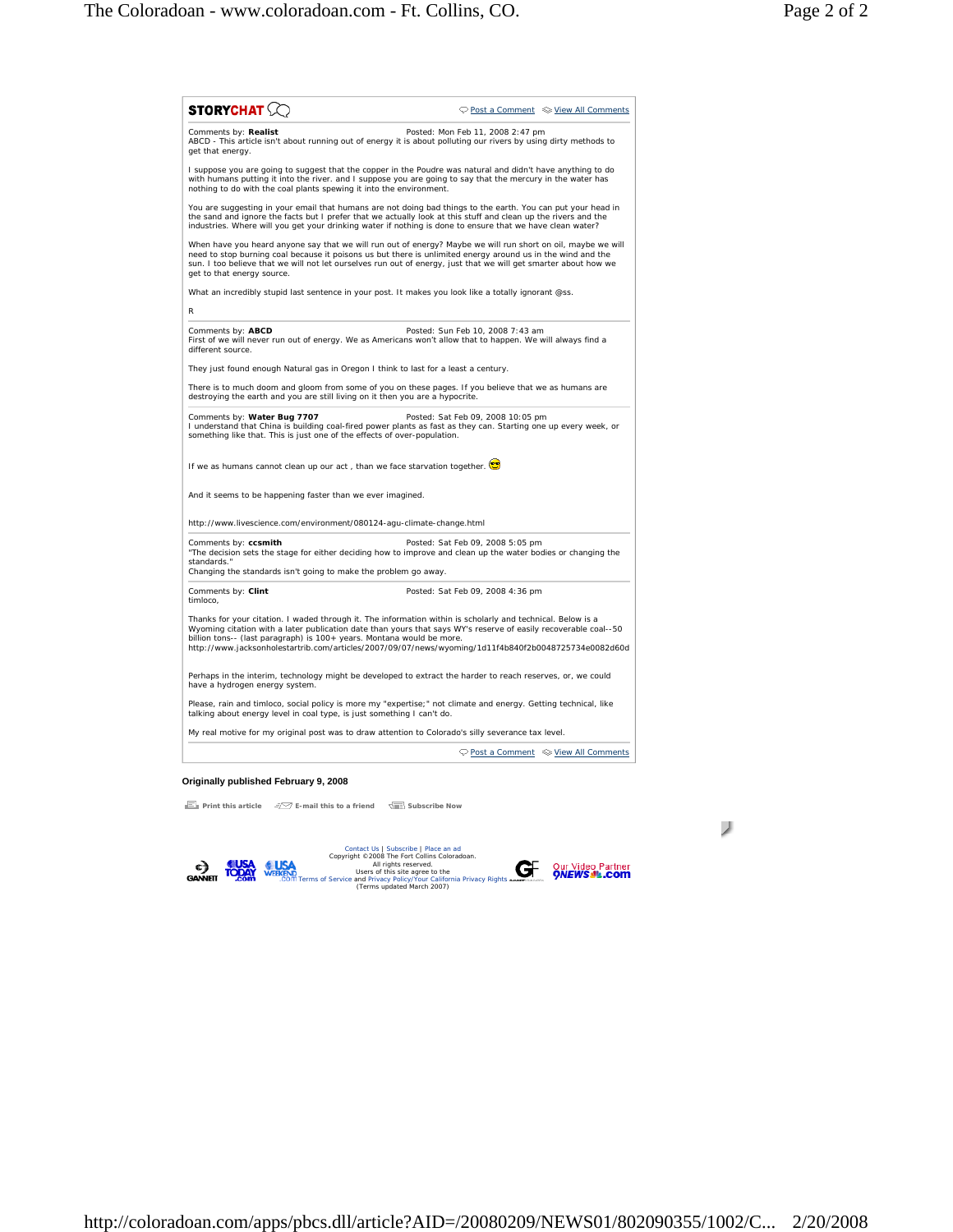**STORYCHAT**

Post a Comment | View All Comments

Comments by: **Realist** Posted: Mon Feb 11, 2008 2:47 pm

ABCD - This article isn't about running out of energy it is about polluting our rivers by using dirty methods to get that energy.

I suppose you are going to suggest that the copper in the Poudre was natural and didn't have anything to do with humans putting it into the river. and I suppose you are going to say that the mercury in the water has nothing to do with the coal plants spewing it into the environment.

You are suggesting in your email that humans are not doing bad things to the earth. You can put your head in the sand and ignore the facts but I prefer that we actually look at this stuff and clean up the rivers and the industries. Where will you get your drinking water if nothing is done to ensure that we have clean water?

When have you heard anyone say that we will run out of energy? Maybe we will run short on oil, maybe we will need to stop burning coal because it poisons us but there is unlimited energy around us in the wind and the sun. I too believe that we will not let ourselves run out of energy, just that we will get smarter about how we get to that energy source.

What an incredibly stupid last sentence in your post. It makes you look like a totally ignorant @ss.

R

---

Comments by: **ABCD** Posted: Sun Feb 10, 2008 7:43 am

First of we will never run out of energy. We as Americans won't allow that to happen. We will always find a different source.

They just found enough Natural gas in Oregon I think to last for a least a century.

There is to much doom and gloom from some of you on these pages. If you believe that we as humans are destroying the earth and you are still living on it then you are a hypocrite.

---

Comments by: **Water Bug 7707** Posted: Sat Feb 09, 2008 10:05 pm

I understand that China is building coal-fired power plants as fast as they can. Starting one up every week, or something like that. This is just one of the effects of over-population.

If we as humans cannot clean up our act , than we face starvation together.

And it seems to be happening faster than we ever imagined.

http://www.livescience.com/environment/080124-agu-climate-change.html

---

Comments by: **ccsmith** Posted: Sat Feb 09, 2008 5:05 pm

"The decision sets the stage for either deciding how to improve and clean up the water bodies or changing the standards."

Changing the standards isn't going to make the problem go away.

---

Comments by: **Clint** Posted: Sat Feb 09, 2008 4:36 pm

timloco,

Thanks for your citation. I waded through it. The information within is scholarly and technical. Below is a Wyoming citation with a later publication date than yours that says WY's reserve of easily recoverable coal--50 billion tons-- (last paragraph) is 100+ years. Montana would be more.

http://www.jacksonholestartrib.com/articles/2007/09/07/news/wyoming/1d11f4b840f2b0048725734e0082d60d

Perhaps in the interim, technology might be developed to extract the harder to reach reserves, or, we could have a hydrogen energy system.

Please, rain and timloco, social policy is more my "expertise;" not climate and energy. Getting technical, like talking about energy level in coal type, is just something I can't do.

My real motive for my original post was to draw attention to Colorado's silly severance tax level.

Post a Comment | View All Comments

**Originally published February 9, 2008**

Print this article | E-mail this to a friend | Subscribe Now

Contact Us | Subscribe | Place an ad

Copyright ©2008 The Fort Collins Coloradoan.

All rights reserved.

Users of this site agree to the .com Terms of Service and Privacy Policy/Your California Privacy Rights

(Terms updated March 2007)

Our Video Partner 9NEWS.com